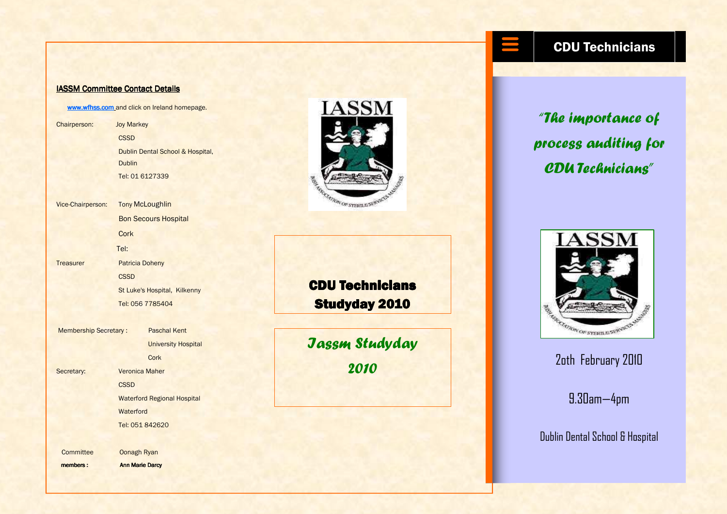## IASSM Committee Contact Details

www.wfhss.com and click on Ireland homepage.

Chairperson: Joy Markey
CSSD
Dublin Dental School & Hospital,
Dublin
Tel: 01 6127339

Vice-Chairperson: Tony McLoughlin
Bon Secours Hospital
Cork
Tel:

Treasurer: Patricia Doheny
CSSD
St Luke's Hospital, Kilkenny
Tel: 056 7785404

Membership Secretary: Paschal Kent
University Hospital
Cork

Secretary: Veronica Maher
CSSD
Waterford Regional Hospital
Waterford
Tel: 051 842620

Committee members: Oonagh Ryan
Ann Marie Darcy

IASSM

IRISH ASSOCIATION OF STERILE SERVICES MANAGERS

## CDU Technicians Studyday 2010

*Iassm Studyday 2010*

# CDU Technicians

*"The importance of process auditing for CDU Technicians"*

IASSM

IRISH ASSOCIATION OF STERILE SERVICES MANAGERS

2oth February 2010

9.30am—4pm

Dublin Dental School & Hospital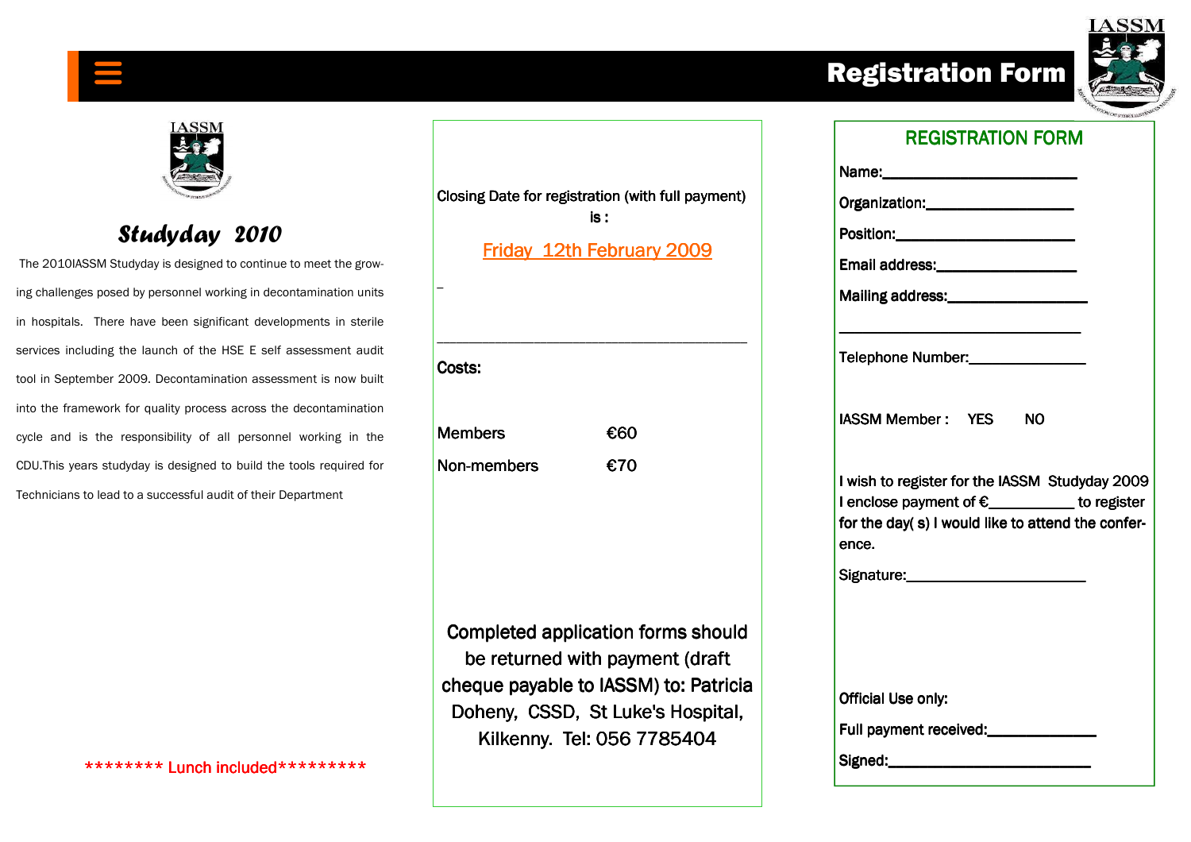# Registration Form

IASSM

## *Studyday 2010*

The 2010IASSM Studyday is designed to continue to meet the growing challenges posed by personnel working in decontamination units in hospitals. There have been significant developments in sterile services including the launch of the HSE E self assessment audit tool in September 2009. Decontamination assessment is now built into the framework for quality process across the decontamination cycle and is the responsibility of all personnel working in the CDU.This years studyday is designed to build the tools required for Technicians to lead to a successful audit of their Department

******** Lunch included*********

Closing Date for registration (with full payment) is :

Friday 12th February 2009

**Costs:**

| | |
|---|---|
| Members | €60 |
| Non-members | €70 |

Completed application forms should be returned with payment (draft cheque payable to IASSM) to: Patricia Doheny, CSSD, St Luke's Hospital, Kilkenny. Tel: 056 7785404

## REGISTRATION FORM

Name:________________________

Organization:___________________

Position:_______________________

Email address:__________________

Mailing address:_________________

______________________________

Telephone Number:______________

IASSM Member : YES NO

I wish to register for the IASSM Studyday 2009 I enclose payment of €__________ to register for the day( s) I would like to attend the conference.

Signature:______________________

Official Use only:

Full payment received:_____________

Signed:_________________________